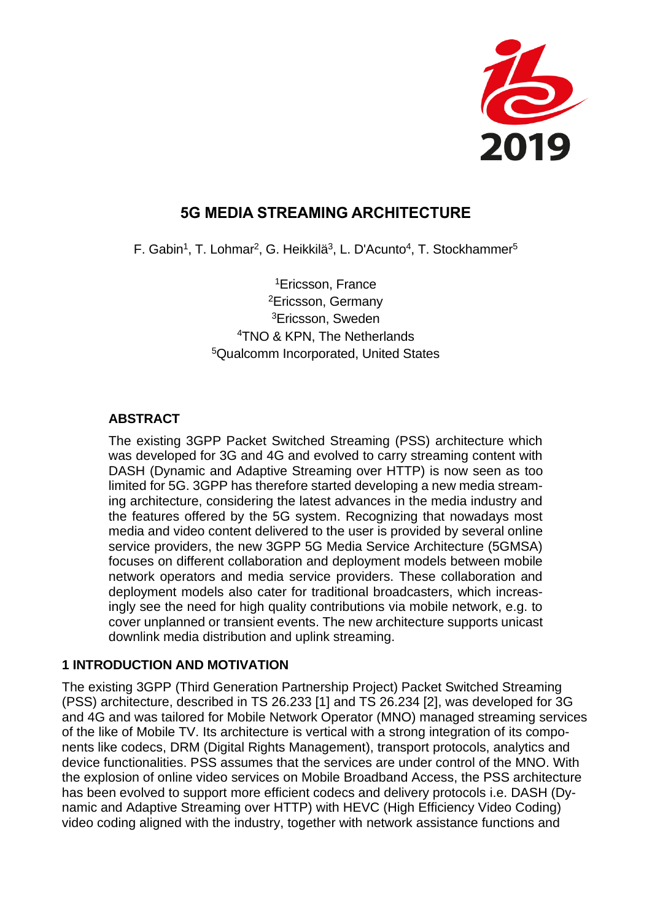# 5G MEDIA STREAMING ARCHITECTURE

F. Gabin[1], T. Lohmar[2], G. Heikkilä[3], L. D'Acunto[4], T. Stockhammer[5]

[1]Ericsson, France
[2]Ericsson, Germany
[3]Ericsson, Sweden
[4]TNO & KPN, The Netherlands
[5]Qualcomm Incorporated, United States

## ABSTRACT

The existing 3GPP Packet Switched Streaming (PSS) architecture which was developed for 3G and 4G and evolved to carry streaming content with DASH (Dynamic and Adaptive Streaming over HTTP) is now seen as too limited for 5G. 3GPP has therefore started developing a new media streaming architecture, considering the latest advances in the media industry and the features offered by the 5G system. Recognizing that nowadays most media and video content delivered to the user is provided by several online service providers, the new 3GPP 5G Media Service Architecture (5GMSA) focuses on different collaboration and deployment models between mobile network operators and media service providers. These collaboration and deployment models also cater for traditional broadcasters, which increasingly see the need for high quality contributions via mobile network, e.g. to cover unplanned or transient events. The new architecture supports unicast downlink media distribution and uplink streaming.

## 1 INTRODUCTION AND MOTIVATION

The existing 3GPP (Third Generation Partnership Project) Packet Switched Streaming (PSS) architecture, described in TS 26.233 [1] and TS 26.234 [2], was developed for 3G and 4G and was tailored for Mobile Network Operator (MNO) managed streaming services of the like of Mobile TV. Its architecture is vertical with a strong integration of its components like codecs, DRM (Digital Rights Management), transport protocols, analytics and device functionalities. PSS assumes that the services are under control of the MNO. With the explosion of online video services on Mobile Broadband Access, the PSS architecture has been evolved to support more efficient codecs and delivery protocols i.e. DASH (Dynamic and Adaptive Streaming over HTTP) with HEVC (High Efficiency Video Coding) video coding aligned with the industry, together with network assistance functions and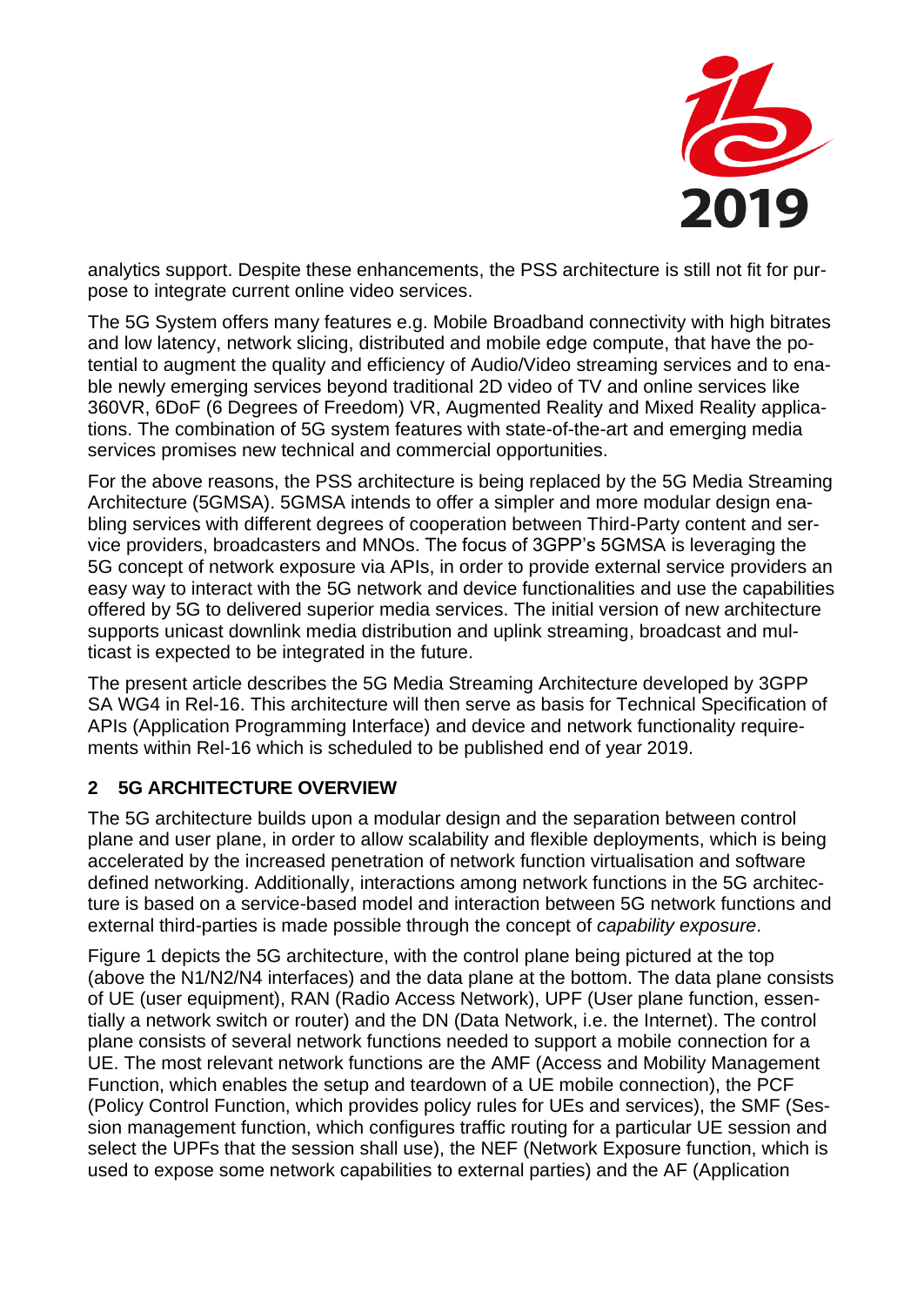analytics support. Despite these enhancements, the PSS architecture is still not fit for purpose to integrate current online video services.

The 5G System offers many features e.g. Mobile Broadband connectivity with high bitrates and low latency, network slicing, distributed and mobile edge compute, that have the potential to augment the quality and efficiency of Audio/Video streaming services and to enable newly emerging services beyond traditional 2D video of TV and online services like 360VR, 6DoF (6 Degrees of Freedom) VR, Augmented Reality and Mixed Reality applications. The combination of 5G system features with state-of-the-art and emerging media services promises new technical and commercial opportunities.

For the above reasons, the PSS architecture is being replaced by the 5G Media Streaming Architecture (5GMSA). 5GMSA intends to offer a simpler and more modular design enabling services with different degrees of cooperation between Third-Party content and service providers, broadcasters and MNOs. The focus of 3GPP's 5GMSA is leveraging the 5G concept of network exposure via APIs, in order to provide external service providers an easy way to interact with the 5G network and device functionalities and use the capabilities offered by 5G to delivered superior media services. The initial version of new architecture supports unicast downlink media distribution and uplink streaming, broadcast and multicast is expected to be integrated in the future.

The present article describes the 5G Media Streaming Architecture developed by 3GPP SA WG4 in Rel-16. This architecture will then serve as basis for Technical Specification of APIs (Application Programming Interface) and device and network functionality requirements within Rel-16 which is scheduled to be published end of year 2019.

## 2 5G ARCHITECTURE OVERVIEW

The 5G architecture builds upon a modular design and the separation between control plane and user plane, in order to allow scalability and flexible deployments, which is being accelerated by the increased penetration of network function virtualisation and software defined networking. Additionally, interactions among network functions in the 5G architecture is based on a service-based model and interaction between 5G network functions and external third-parties is made possible through the concept of *capability exposure*.

Figure 1 depicts the 5G architecture, with the control plane being pictured at the top (above the N1/N2/N4 interfaces) and the data plane at the bottom. The data plane consists of UE (user equipment), RAN (Radio Access Network), UPF (User plane function, essentially a network switch or router) and the DN (Data Network, i.e. the Internet). The control plane consists of several network functions needed to support a mobile connection for a UE. The most relevant network functions are the AMF (Access and Mobility Management Function, which enables the setup and teardown of a UE mobile connection), the PCF (Policy Control Function, which provides policy rules for UEs and services), the SMF (Session management function, which configures traffic routing for a particular UE session and select the UPFs that the session shall use), the NEF (Network Exposure function, which is used to expose some network capabilities to external parties) and the AF (Application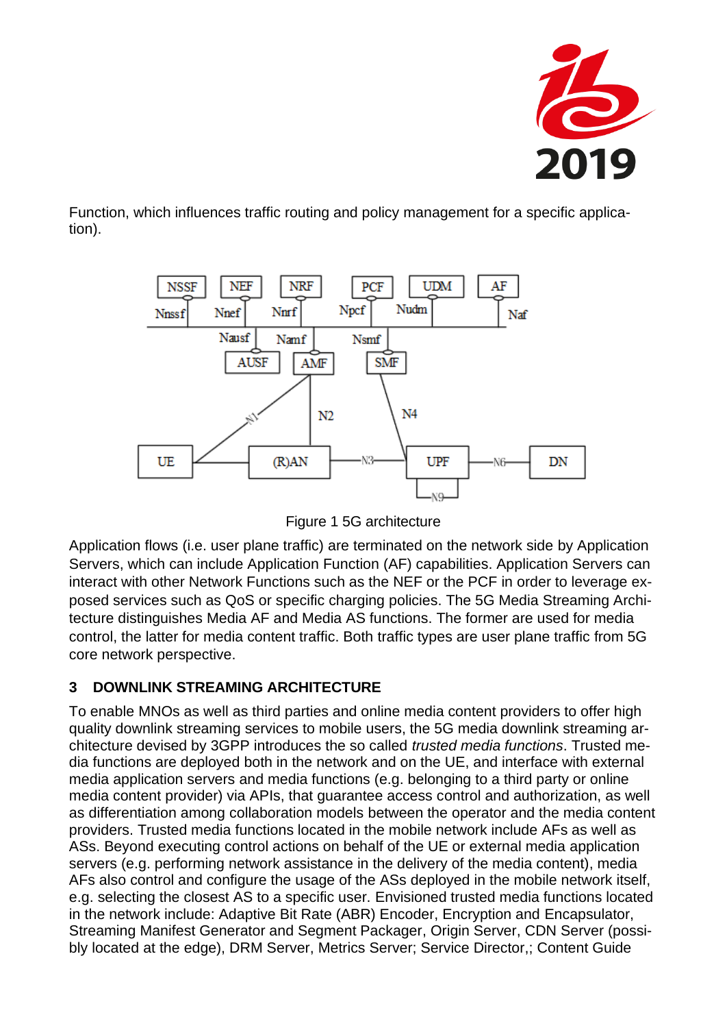Function, which influences traffic routing and policy management for a specific application).

Figure 1 5G architecture

Application flows (i.e. user plane traffic) are terminated on the network side by Application Servers, which can include Application Function (AF) capabilities. Application Servers can interact with other Network Functions such as the NEF or the PCF in order to leverage exposed services such as QoS or specific charging policies. The 5G Media Streaming Architecture distinguishes Media AF and Media AS functions. The former are used for media control, the latter for media content traffic. Both traffic types are user plane traffic from 5G core network perspective.

## 3 DOWNLINK STREAMING ARCHITECTURE

To enable MNOs as well as third parties and online media content providers to offer high quality downlink streaming services to mobile users, the 5G media downlink streaming architecture devised by 3GPP introduces the so called *trusted media functions*. Trusted media functions are deployed both in the network and on the UE, and interface with external media application servers and media functions (e.g. belonging to a third party or online media content provider) via APIs, that guarantee access control and authorization, as well as differentiation among collaboration models between the operator and the media content providers. Trusted media functions located in the mobile network include AFs as well as ASs. Beyond executing control actions on behalf of the UE or external media application servers (e.g. performing network assistance in the delivery of the media content), media AFs also control and configure the usage of the ASs deployed in the mobile network itself, e.g. selecting the closest AS to a specific user. Envisioned trusted media functions located in the network include: Adaptive Bit Rate (ABR) Encoder, Encryption and Encapsulator, Streaming Manifest Generator and Segment Packager, Origin Server, CDN Server (possibly located at the edge), DRM Server, Metrics Server; Service Director,; Content Guide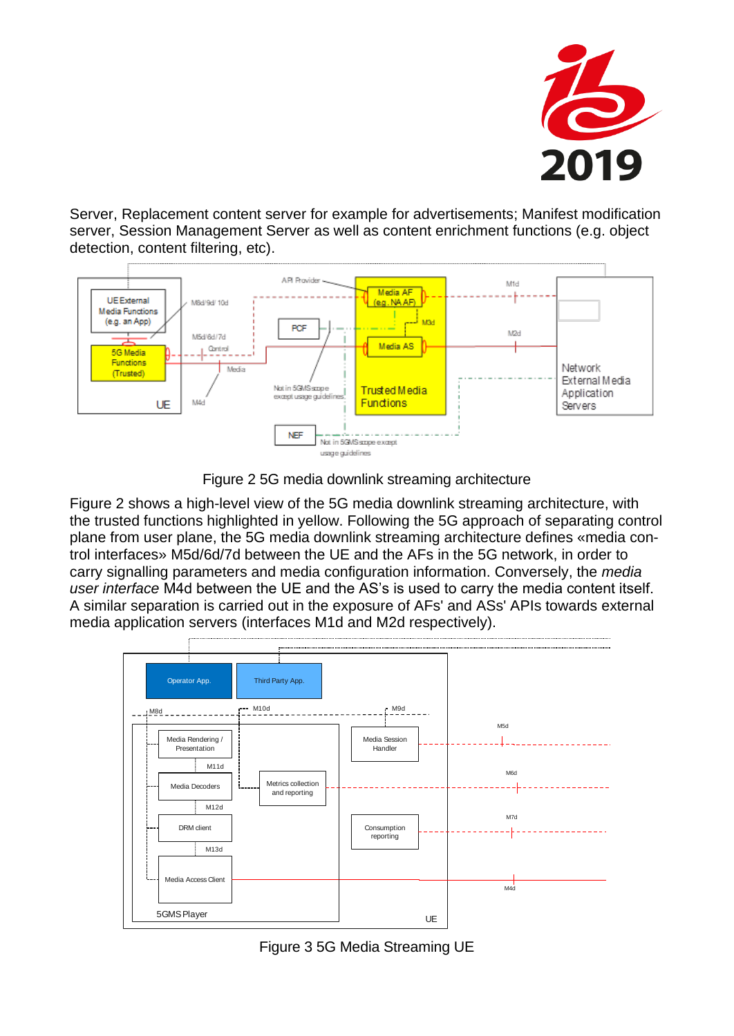Server, Replacement content server for example for advertisements; Manifest modification server, Session Management Server as well as content enrichment functions (e.g. object detection, content filtering, etc).

Figure 2 5G media downlink streaming architecture

Figure 2 shows a high-level view of the 5G media downlink streaming architecture, with the trusted functions highlighted in yellow. Following the 5G approach of separating control plane from user plane, the 5G media downlink streaming architecture defines «media control interfaces» M5d/6d/7d between the UE and the AFs in the 5G network, in order to carry signalling parameters and media configuration information. Conversely, the *media user interface* M4d between the UE and the AS's is used to carry the media content itself. A similar separation is carried out in the exposure of AFs' and ASs' APIs towards external media application servers (interfaces M1d and M2d respectively).

Figure 3 5G Media Streaming UE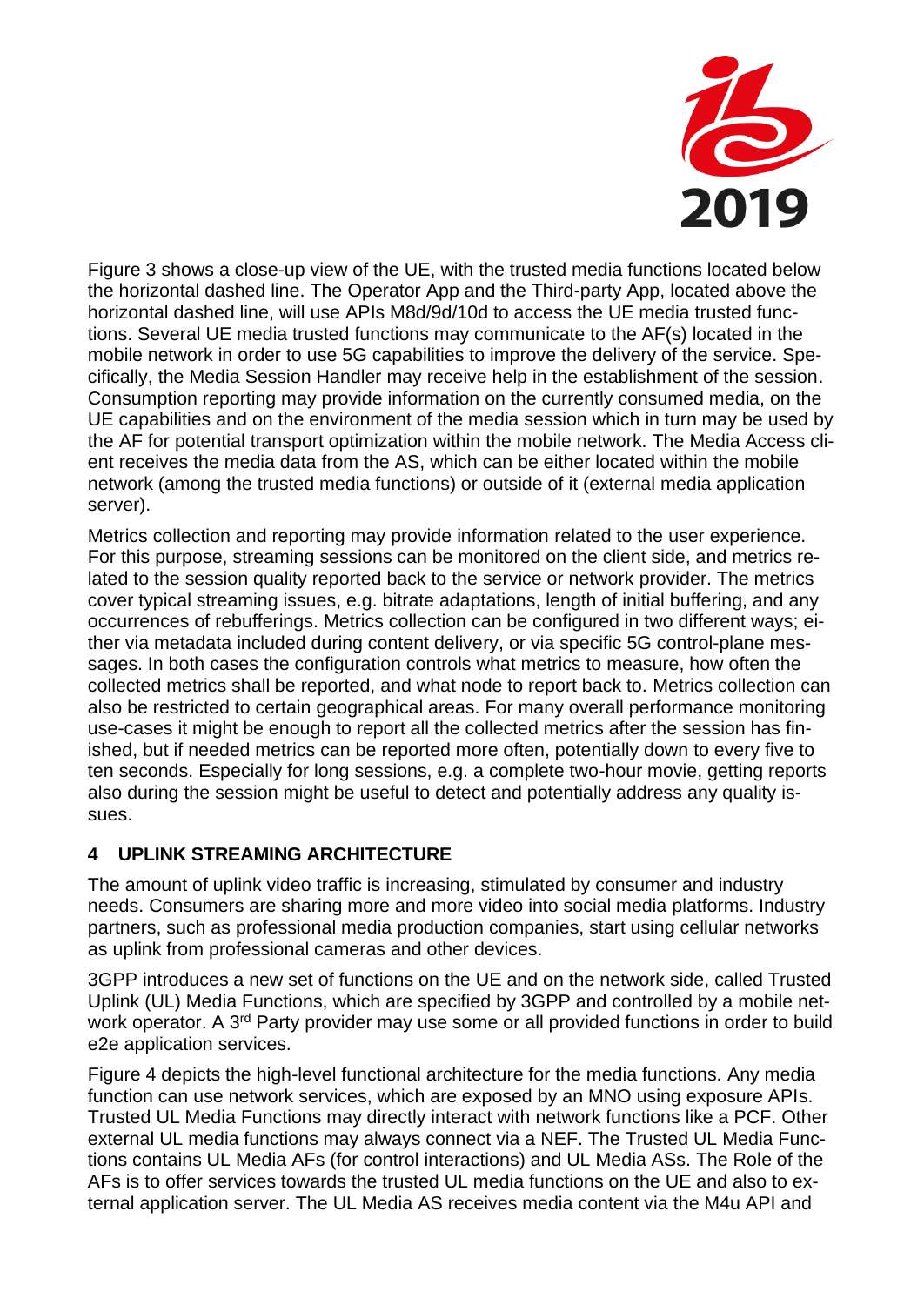Figure 3 shows a close-up view of the UE, with the trusted media functions located below the horizontal dashed line. The Operator App and the Third-party App, located above the horizontal dashed line, will use APIs M8d/9d/10d to access the UE media trusted functions. Several UE media trusted functions may communicate to the AF(s) located in the mobile network in order to use 5G capabilities to improve the delivery of the service. Specifically, the Media Session Handler may receive help in the establishment of the session. Consumption reporting may provide information on the currently consumed media, on the UE capabilities and on the environment of the media session which in turn may be used by the AF for potential transport optimization within the mobile network. The Media Access client receives the media data from the AS, which can be either located within the mobile network (among the trusted media functions) or outside of it (external media application server).

Metrics collection and reporting may provide information related to the user experience. For this purpose, streaming sessions can be monitored on the client side, and metrics related to the session quality reported back to the service or network provider. The metrics cover typical streaming issues, e.g. bitrate adaptations, length of initial buffering, and any occurrences of rebufferings. Metrics collection can be configured in two different ways; either via metadata included during content delivery, or via specific 5G control-plane messages. In both cases the configuration controls what metrics to measure, how often the collected metrics shall be reported, and what node to report back to. Metrics collection can also be restricted to certain geographical areas. For many overall performance monitoring use-cases it might be enough to report all the collected metrics after the session has finished, but if needed metrics can be reported more often, potentially down to every five to ten seconds. Especially for long sessions, e.g. a complete two-hour movie, getting reports also during the session might be useful to detect and potentially address any quality issues.

## 4 UPLINK STREAMING ARCHITECTURE

The amount of uplink video traffic is increasing, stimulated by consumer and industry needs. Consumers are sharing more and more video into social media platforms. Industry partners, such as professional media production companies, start using cellular networks as uplink from professional cameras and other devices.

3GPP introduces a new set of functions on the UE and on the network side, called Trusted Uplink (UL) Media Functions, which are specified by 3GPP and controlled by a mobile network operator. A 3rd Party provider may use some or all provided functions in order to build e2e application services.

Figure 4 depicts the high-level functional architecture for the media functions. Any media function can use network services, which are exposed by an MNO using exposure APIs. Trusted UL Media Functions may directly interact with network functions like a PCF. Other external UL media functions may always connect via a NEF. The Trusted UL Media Functions contains UL Media AFs (for control interactions) and UL Media ASs. The Role of the AFs is to offer services towards the trusted UL media functions on the UE and also to external application server. The UL Media AS receives media content via the M4u API and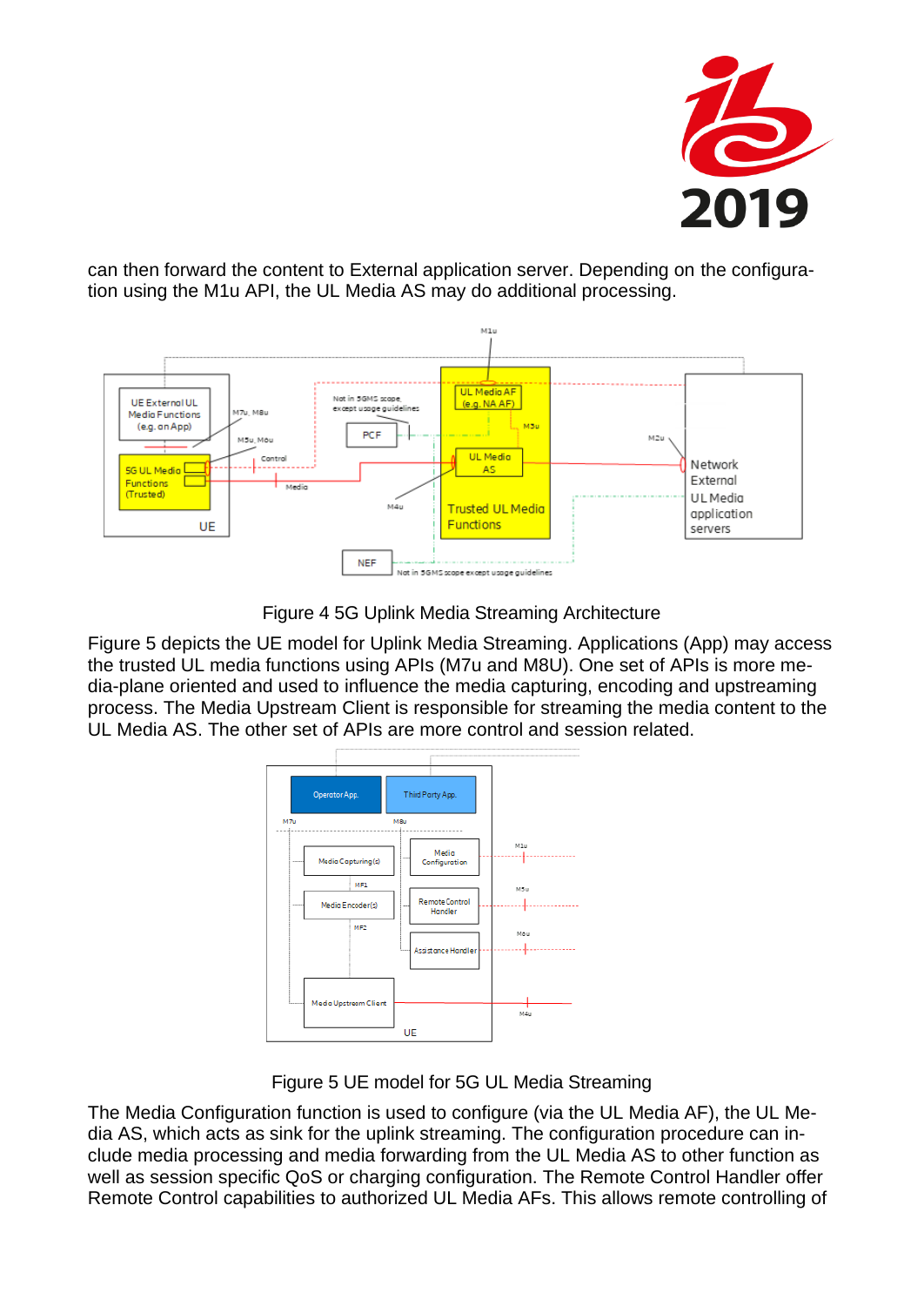can then forward the content to External application server. Depending on the configuration using the M1u API, the UL Media AS may do additional processing.

Figure 4 5G Uplink Media Streaming Architecture

Figure 5 depicts the UE model for Uplink Media Streaming. Applications (App) may access the trusted UL media functions using APIs (M7u and M8U). One set of APIs is more media-plane oriented and used to influence the media capturing, encoding and upstreaming process. The Media Upstream Client is responsible for streaming the media content to the UL Media AS. The other set of APIs are more control and session related.

Figure 5 UE model for 5G UL Media Streaming

The Media Configuration function is used to configure (via the UL Media AF), the UL Media AS, which acts as sink for the uplink streaming. The configuration procedure can include media processing and media forwarding from the UL Media AS to other function as well as session specific QoS or charging configuration. The Remote Control Handler offer Remote Control capabilities to authorized UL Media AFs. This allows remote controlling of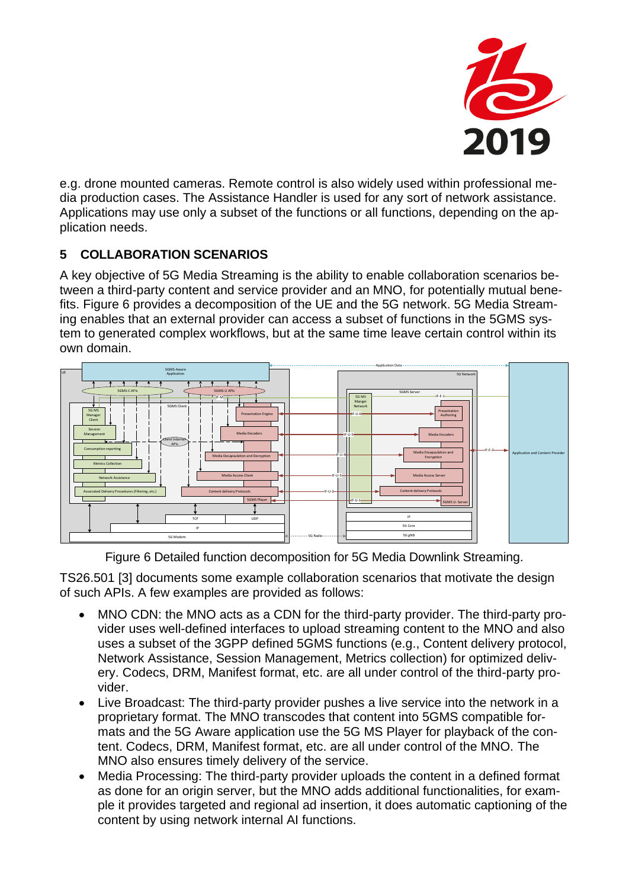e.g. drone mounted cameras. Remote control is also widely used within professional media production cases. The Assistance Handler is used for any sort of network assistance. Applications may use only a subset of the functions or all functions, depending on the application needs.

## 5 COLLABORATION SCENARIOS

A key objective of 5G Media Streaming is the ability to enable collaboration scenarios between a third-party content and service provider and an MNO, for potentially mutual benefits. Figure 6 provides a decomposition of the UE and the 5G network. 5G Media Streaming enables that an external provider can access a subset of functions in the 5GMS system to generated complex workflows, but at the same time leave certain control within its own domain.

Figure 6 Detailed function decomposition for 5G Media Downlink Streaming.

TS26.501 [3] documents some example collaboration scenarios that motivate the design of such APIs. A few examples are provided as follows:

- MNO CDN: the MNO acts as a CDN for the third-party provider. The third-party provider uses well-defined interfaces to upload streaming content to the MNO and also uses a subset of the 3GPP defined 5GMS functions (e.g., Content delivery protocol, Network Assistance, Session Management, Metrics collection) for optimized delivery. Codecs, DRM, Manifest format, etc. are all under control of the third-party provider.
- Live Broadcast: The third-party provider pushes a live service into the network in a proprietary format. The MNO transcodes that content into 5GMS compatible formats and the 5G Aware application use the 5G MS Player for playback of the content. Codecs, DRM, Manifest format, etc. are all under control of the MNO. The MNO also ensures timely delivery of the service.
- Media Processing: The third-party provider uploads the content in a defined format as done for an origin server, but the MNO adds additional functionalities, for example it provides targeted and regional ad insertion, it does automatic captioning of the content by using network internal AI functions.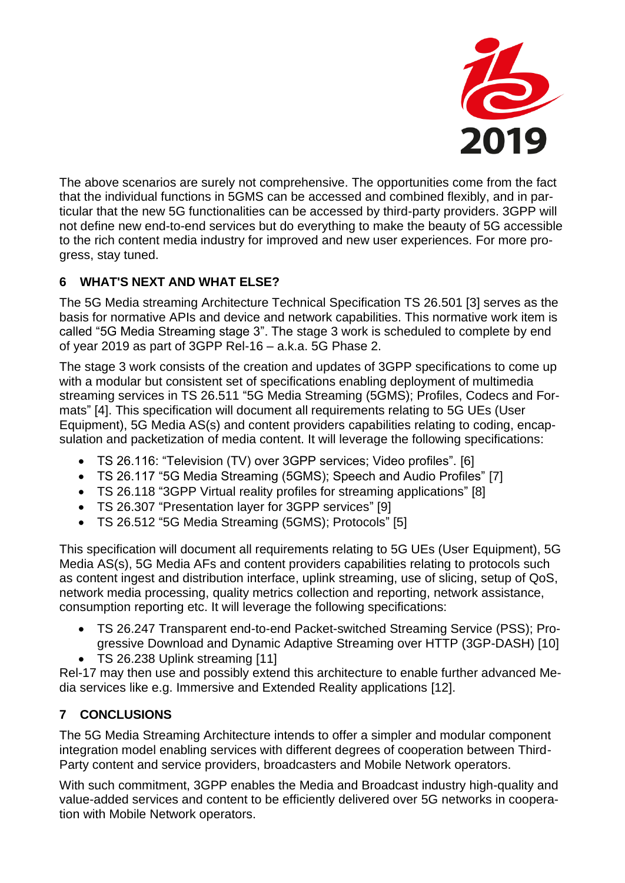The above scenarios are surely not comprehensive. The opportunities come from the fact that the individual functions in 5GMS can be accessed and combined flexibly, and in particular that the new 5G functionalities can be accessed by third-party providers. 3GPP will not define new end-to-end services but do everything to make the beauty of 5G accessible to the rich content media industry for improved and new user experiences. For more progress, stay tuned.

## 6 WHAT'S NEXT AND WHAT ELSE?

The 5G Media streaming Architecture Technical Specification TS 26.501 [3] serves as the basis for normative APIs and device and network capabilities. This normative work item is called "5G Media Streaming stage 3". The stage 3 work is scheduled to complete by end of year 2019 as part of 3GPP Rel-16 – a.k.a. 5G Phase 2.

The stage 3 work consists of the creation and updates of 3GPP specifications to come up with a modular but consistent set of specifications enabling deployment of multimedia streaming services in TS 26.511 "5G Media Streaming (5GMS); Profiles, Codecs and Formats" [4]. This specification will document all requirements relating to 5G UEs (User Equipment), 5G Media AS(s) and content providers capabilities relating to coding, encapsulation and packetization of media content. It will leverage the following specifications:

- TS 26.116: "Television (TV) over 3GPP services; Video profiles". [6]
- TS 26.117 "5G Media Streaming (5GMS); Speech and Audio Profiles" [7]
- TS 26.118 "3GPP Virtual reality profiles for streaming applications" [8]
- TS 26.307 "Presentation layer for 3GPP services" [9]
- TS 26.512 "5G Media Streaming (5GMS); Protocols" [5]

This specification will document all requirements relating to 5G UEs (User Equipment), 5G Media AS(s), 5G Media AFs and content providers capabilities relating to protocols such as content ingest and distribution interface, uplink streaming, use of slicing, setup of QoS, network media processing, quality metrics collection and reporting, network assistance, consumption reporting etc. It will leverage the following specifications:

- TS 26.247 Transparent end-to-end Packet-switched Streaming Service (PSS); Progressive Download and Dynamic Adaptive Streaming over HTTP (3GP-DASH) [10]
- TS 26.238 Uplink streaming [11]

Rel-17 may then use and possibly extend this architecture to enable further advanced Media services like e.g. Immersive and Extended Reality applications [12].

## 7 CONCLUSIONS

The 5G Media Streaming Architecture intends to offer a simpler and modular component integration model enabling services with different degrees of cooperation between Third-Party content and service providers, broadcasters and Mobile Network operators.

With such commitment, 3GPP enables the Media and Broadcast industry high-quality and value-added services and content to be efficiently delivered over 5G networks in cooperation with Mobile Network operators.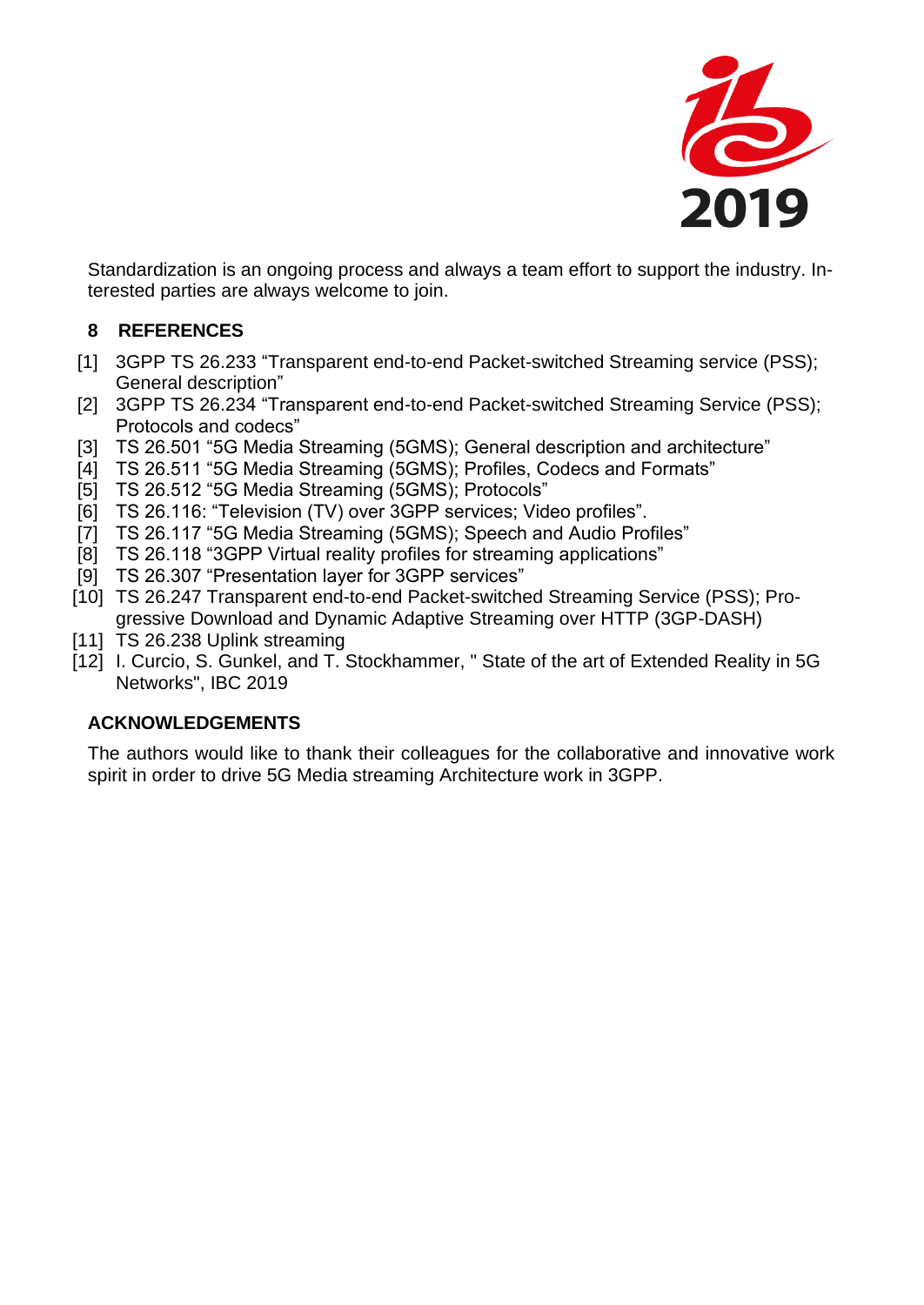Standardization is an ongoing process and always a team effort to support the industry. Interested parties are always welcome to join.

## 8 REFERENCES

[1] 3GPP TS 26.233 “Transparent end-to-end Packet-switched Streaming service (PSS); General description”

[2] 3GPP TS 26.234 “Transparent end-to-end Packet-switched Streaming Service (PSS); Protocols and codecs”

[3] TS 26.501 “5G Media Streaming (5GMS); General description and architecture”

[4] TS 26.511 “5G Media Streaming (5GMS); Profiles, Codecs and Formats”

[5] TS 26.512 “5G Media Streaming (5GMS); Protocols”

[6] TS 26.116: “Television (TV) over 3GPP services; Video profiles”.

[7] TS 26.117 “5G Media Streaming (5GMS); Speech and Audio Profiles”

[8] TS 26.118 “3GPP Virtual reality profiles for streaming applications”

[9] TS 26.307 “Presentation layer for 3GPP services”

[10] TS 26.247 Transparent end-to-end Packet-switched Streaming Service (PSS); Progressive Download and Dynamic Adaptive Streaming over HTTP (3GP-DASH)

[11] TS 26.238 Uplink streaming

[12] I. Curcio, S. Gunkel, and T. Stockhammer, " State of the art of Extended Reality in 5G Networks", IBC 2019

## ACKNOWLEDGEMENTS

The authors would like to thank their colleagues for the collaborative and innovative work spirit in order to drive 5G Media streaming Architecture work in 3GPP.